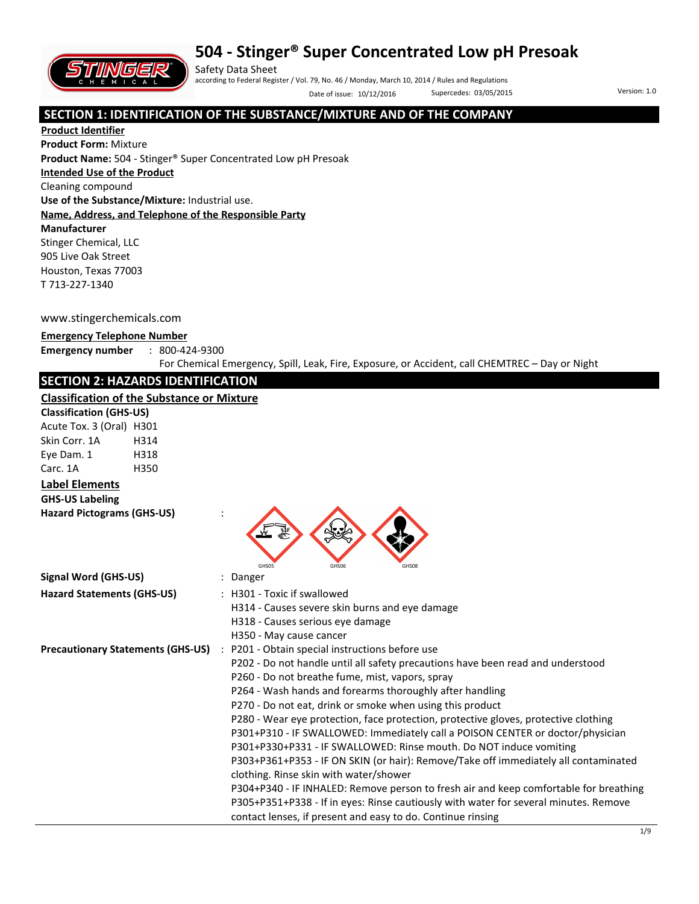# 504 - Stinger® Super Concentrated Low pH Presoak

Safety Data Sheet

according to Federal Register / Vol. 79, No. 46 / Monday, March 10, 2014 / Rules and Regulations

Date of issue: 10/12/2016 Supercedes: 03/05/2015 Version: 1.0

## SECTION 1: IDENTIFICATION OF THE SUBSTANCE/MIXTURE AND OF THE COMPANY

**Product Identifier**

**Product Form:** Mixture

**Product Name:** 504 - Stinger® Super Concentrated Low pH Presoak

**Intended Use of the Product**

Cleaning compound

**Use of the Substance/Mixture:** Industrial use.

**Name, Address, and Telephone of the Responsible Party**

**Manufacturer**

Stinger Chemical, LLC
905 Live Oak Street
Houston, Texas 77003
T 713-227-1340

www.stingerchemicals.com

**Emergency Telephone Number**

**Emergency number** : 800-424-9300
For Chemical Emergency, Spill, Leak, Fire, Exposure, or Accident, call CHEMTREC – Day or Night

## SECTION 2: HAZARDS IDENTIFICATION

**Classification of the Substance or Mixture**

**Classification (GHS-US)**

Acute Tox. 3 (Oral) H301
Skin Corr. 1A H314
Eye Dam. 1 H318
Carc. 1A H350

**Label Elements**

**GHS-US Labeling**

**Hazard Pictograms (GHS-US)** : GHS05 GHS06 GHS08

**Signal Word (GHS-US)** : Danger

**Hazard Statements (GHS-US)** : H301 - Toxic if swallowed
H314 - Causes severe skin burns and eye damage
H318 - Causes serious eye damage
H350 - May cause cancer

**Precautionary Statements (GHS-US)** : P201 - Obtain special instructions before use
P202 - Do not handle until all safety precautions have been read and understood
P260 - Do not breathe fume, mist, vapors, spray
P264 - Wash hands and forearms thoroughly after handling
P270 - Do not eat, drink or smoke when using this product
P280 - Wear eye protection, face protection, protective gloves, protective clothing
P301+P310 - IF SWALLOWED: Immediately call a POISON CENTER or doctor/physician
P301+P330+P331 - IF SWALLOWED: Rinse mouth. Do NOT induce vomiting
P303+P361+P353 - IF ON SKIN (or hair): Remove/Take off immediately all contaminated clothing. Rinse skin with water/shower
P304+P340 - IF INHALED: Remove person to fresh air and keep comfortable for breathing
P305+P351+P338 - If in eyes: Rinse cautiously with water for several minutes. Remove contact lenses, if present and easy to do. Continue rinsing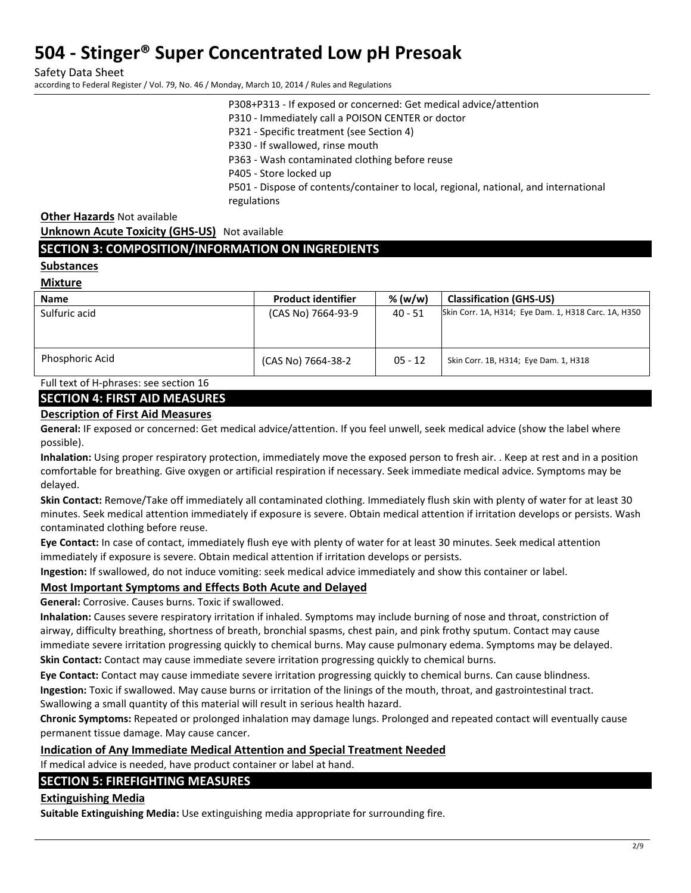P308+P313 - If exposed or concerned: Get medical advice/attention
P310 - Immediately call a POISON CENTER or doctor
P321 - Specific treatment (see Section 4)
P330 - If swallowed, rinse mouth
P363 - Wash contaminated clothing before reuse
P405 - Store locked up
P501 - Dispose of contents/container to local, regional, national, and international regulations

**Other Hazards** Not available

**Unknown Acute Toxicity (GHS-US)** Not available

## SECTION 3: COMPOSITION/INFORMATION ON INGREDIENTS

**Substances**

**Mixture**

| Name | Product identifier | % (w/w) | Classification (GHS-US) |
|---|---|---|---|
| Sulfuric acid | (CAS No) 7664-93-9 | 40 - 51 | Skin Corr. 1A, H314; Eye Dam. 1, H318 Carc. 1A, H350 |
| Phosphoric Acid | (CAS No) 7664-38-2 | 05 - 12 | Skin Corr. 1B, H314; Eye Dam. 1, H318 |

Full text of H-phrases: see section 16

## SECTION 4: FIRST AID MEASURES

### Description of First Aid Measures

**General:** IF exposed or concerned: Get medical advice/attention. If you feel unwell, seek medical advice (show the label where possible).

**Inhalation:** Using proper respiratory protection, immediately move the exposed person to fresh air. . Keep at rest and in a position comfortable for breathing. Give oxygen or artificial respiration if necessary. Seek immediate medical advice. Symptoms may be delayed.

**Skin Contact:** Remove/Take off immediately all contaminated clothing. Immediately flush skin with plenty of water for at least 30 minutes. Seek medical attention immediately if exposure is severe. Obtain medical attention if irritation develops or persists. Wash contaminated clothing before reuse.

**Eye Contact:** In case of contact, immediately flush eye with plenty of water for at least 30 minutes. Seek medical attention immediately if exposure is severe. Obtain medical attention if irritation develops or persists.

**Ingestion:** If swallowed, do not induce vomiting: seek medical advice immediately and show this container or label.

### Most Important Symptoms and Effects Both Acute and Delayed

**General:** Corrosive. Causes burns. Toxic if swallowed.

**Inhalation:** Causes severe respiratory irritation if inhaled. Symptoms may include burning of nose and throat, constriction of airway, difficulty breathing, shortness of breath, bronchial spasms, chest pain, and pink frothy sputum. Contact may cause immediate severe irritation progressing quickly to chemical burns. May cause pulmonary edema. Symptoms may be delayed.

**Skin Contact:** Contact may cause immediate severe irritation progressing quickly to chemical burns.

**Eye Contact:** Contact may cause immediate severe irritation progressing quickly to chemical burns. Can cause blindness.

**Ingestion:** Toxic if swallowed. May cause burns or irritation of the linings of the mouth, throat, and gastrointestinal tract. Swallowing a small quantity of this material will result in serious health hazard.

**Chronic Symptoms:** Repeated or prolonged inhalation may damage lungs. Prolonged and repeated contact will eventually cause permanent tissue damage. May cause cancer.

### Indication of Any Immediate Medical Attention and Special Treatment Needed

If medical advice is needed, have product container or label at hand.

## SECTION 5: FIREFIGHTING MEASURES

### Extinguishing Media

**Suitable Extinguishing Media:** Use extinguishing media appropriate for surrounding fire.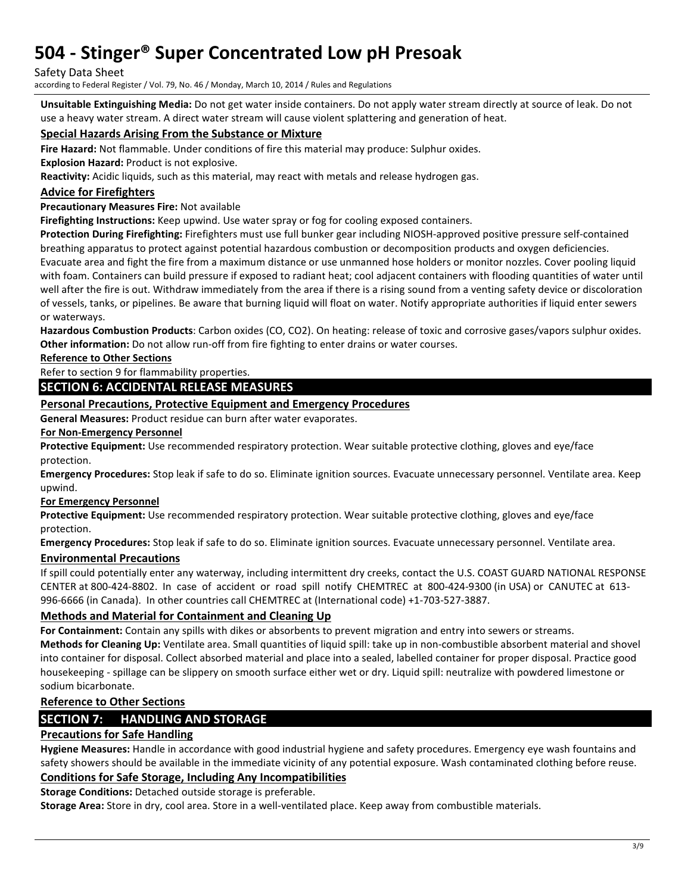**Unsuitable Extinguishing Media:** Do not get water inside containers. Do not apply water stream directly at source of leak. Do not use a heavy water stream. A direct water stream will cause violent splattering and generation of heat.

### Special Hazards Arising From the Substance or Mixture

**Fire Hazard:** Not flammable. Under conditions of fire this material may produce: Sulphur oxides.

**Explosion Hazard:** Product is not explosive.

**Reactivity:** Acidic liquids, such as this material, may react with metals and release hydrogen gas.

### Advice for Firefighters

**Precautionary Measures Fire:** Not available

**Firefighting Instructions:** Keep upwind. Use water spray or fog for cooling exposed containers.

**Protection During Firefighting:** Firefighters must use full bunker gear including NIOSH-approved positive pressure self-contained breathing apparatus to protect against potential hazardous combustion or decomposition products and oxygen deficiencies. Evacuate area and fight the fire from a maximum distance or use unmanned hose holders or monitor nozzles. Cover pooling liquid with foam. Containers can build pressure if exposed to radiant heat; cool adjacent containers with flooding quantities of water until well after the fire is out. Withdraw immediately from the area if there is a rising sound from a venting safety device or discoloration of vessels, tanks, or pipelines. Be aware that burning liquid will float on water. Notify appropriate authorities if liquid enter sewers or waterways.

**Hazardous Combustion Products**: Carbon oxides (CO, $CO_2$). On heating: release of toxic and corrosive gases/vapors sulphur oxides.

**Other information:** Do not allow run-off from fire fighting to enter drains or water courses.

### Reference to Other Sections

Refer to section 9 for flammability properties.

## SECTION 6: ACCIDENTAL RELEASE MEASURES

### Personal Precautions, Protective Equipment and Emergency Procedures

**General Measures:** Product residue can burn after water evaporates.

#### For Non-Emergency Personnel

**Protective Equipment:** Use recommended respiratory protection. Wear suitable protective clothing, gloves and eye/face protection.

**Emergency Procedures:** Stop leak if safe to do so. Eliminate ignition sources. Evacuate unnecessary personnel. Ventilate area. Keep upwind.

#### For Emergency Personnel

**Protective Equipment:** Use recommended respiratory protection. Wear suitable protective clothing, gloves and eye/face protection.

**Emergency Procedures:** Stop leak if safe to do so. Eliminate ignition sources. Evacuate unnecessary personnel. Ventilate area.

### Environmental Precautions

If spill could potentially enter any waterway, including intermittent dry creeks, contact the U.S. COAST GUARD NATIONAL RESPONSE CENTER at 800-424-8802. In case of accident or road spill notify CHEMTREC at 800-424-9300 (in USA) or CANUTEC at 613-996-6666 (in Canada). In other countries call CHEMTREC at (International code) +1-703-527-3887.

### Methods and Material for Containment and Cleaning Up

**For Containment:** Contain any spills with dikes or absorbents to prevent migration and entry into sewers or streams.

**Methods for Cleaning Up:** Ventilate area. Small quantities of liquid spill: take up in non-combustible absorbent material and shovel into container for disposal. Collect absorbed material and place into a sealed, labelled container for proper disposal. Practice good housekeeping - spillage can be slippery on smooth surface either wet or dry. Liquid spill: neutralize with powdered limestone or sodium bicarbonate.

### Reference to Other Sections

## SECTION 7: HANDLING AND STORAGE

### Precautions for Safe Handling

**Hygiene Measures:** Handle in accordance with good industrial hygiene and safety procedures. Emergency eye wash fountains and safety showers should be available in the immediate vicinity of any potential exposure. Wash contaminated clothing before reuse.

### Conditions for Safe Storage, Including Any Incompatibilities

**Storage Conditions:** Detached outside storage is preferable.

**Storage Area:** Store in dry, cool area. Store in a well-ventilated place. Keep away from combustible materials.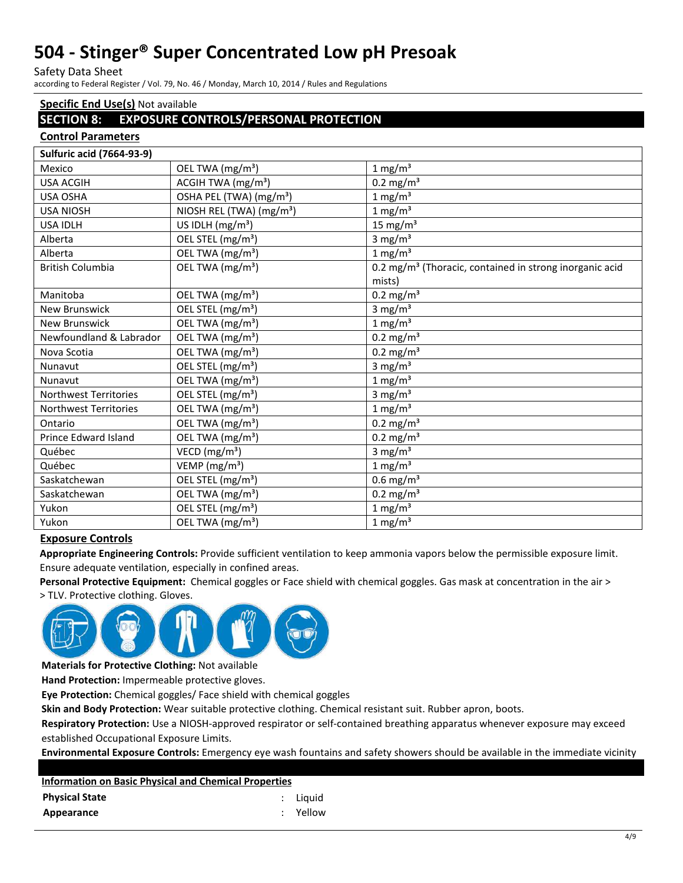**Specific End Use(s)** Not available

## SECTION 8: EXPOSURE CONTROLS/PERSONAL PROTECTION

### Control Parameters

| Sulfuric acid (7664-93-9) | | |
|---|---|---|
| Mexico | OEL TWA (mg/m³) | 1 mg/m³ |
| USA ACGIH | ACGIH TWA (mg/m³) | 0.2 mg/m³ |
| USA OSHA | OSHA PEL (TWA) (mg/m³) | 1 mg/m³ |
| USA NIOSH | NIOSH REL (TWA) (mg/m³) | 1 mg/m³ |
| USA IDLH | US IDLH (mg/m³) | 15 mg/m³ |
| Alberta | OEL STEL (mg/m³) | 3 mg/m³ |
| Alberta | OEL TWA (mg/m³) | 1 mg/m³ |
| British Columbia | OEL TWA (mg/m³) | 0.2 mg/m³ (Thoracic, contained in strong inorganic acid mists) |
| Manitoba | OEL TWA (mg/m³) | 0.2 mg/m³ |
| New Brunswick | OEL STEL (mg/m³) | 3 mg/m³ |
| New Brunswick | OEL TWA (mg/m³) | 1 mg/m³ |
| Newfoundland & Labrador | OEL TWA (mg/m³) | 0.2 mg/m³ |
| Nova Scotia | OEL TWA (mg/m³) | 0.2 mg/m³ |
| Nunavut | OEL STEL (mg/m³) | 3 mg/m³ |
| Nunavut | OEL TWA (mg/m³) | 1 mg/m³ |
| Northwest Territories | OEL STEL (mg/m³) | 3 mg/m³ |
| Northwest Territories | OEL TWA (mg/m³) | 1 mg/m³ |
| Ontario | OEL TWA (mg/m³) | 0.2 mg/m³ |
| Prince Edward Island | OEL TWA (mg/m³) | 0.2 mg/m³ |
| Québec | VECD (mg/m³) | 3 mg/m³ |
| Québec | VEMP (mg/m³) | 1 mg/m³ |
| Saskatchewan | OEL STEL (mg/m³) | 0.6 mg/m³ |
| Saskatchewan | OEL TWA (mg/m³) | 0.2 mg/m³ |
| Yukon | OEL STEL (mg/m³) | 1 mg/m³ |
| Yukon | OEL TWA (mg/m³) | 1 mg/m³ |

### Exposure Controls

**Appropriate Engineering Controls:** Provide sufficient ventilation to keep ammonia vapors below the permissible exposure limit. Ensure adequate ventilation, especially in confined areas.

**Personal Protective Equipment:** Chemical goggles or Face shield with chemical goggles. Gas mask at concentration in the air > > TLV. Protective clothing. Gloves.

**Materials for Protective Clothing:** Not available

**Hand Protection:** Impermeable protective gloves.

**Eye Protection:** Chemical goggles/ Face shield with chemical goggles

**Skin and Body Protection:** Wear suitable protective clothing. Chemical resistant suit. Rubber apron, boots.

**Respiratory Protection:** Use a NIOSH-approved respirator or self-contained breathing apparatus whenever exposure may exceed established Occupational Exposure Limits.

**Environmental Exposure Controls:** Emergency eye wash fountains and safety showers should be available in the immediate vicinity

### Information on Basic Physical and Chemical Properties

| | | |
|---|---|---|
| **Physical State** | : | Liquid |
| **Appearance** | : | Yellow |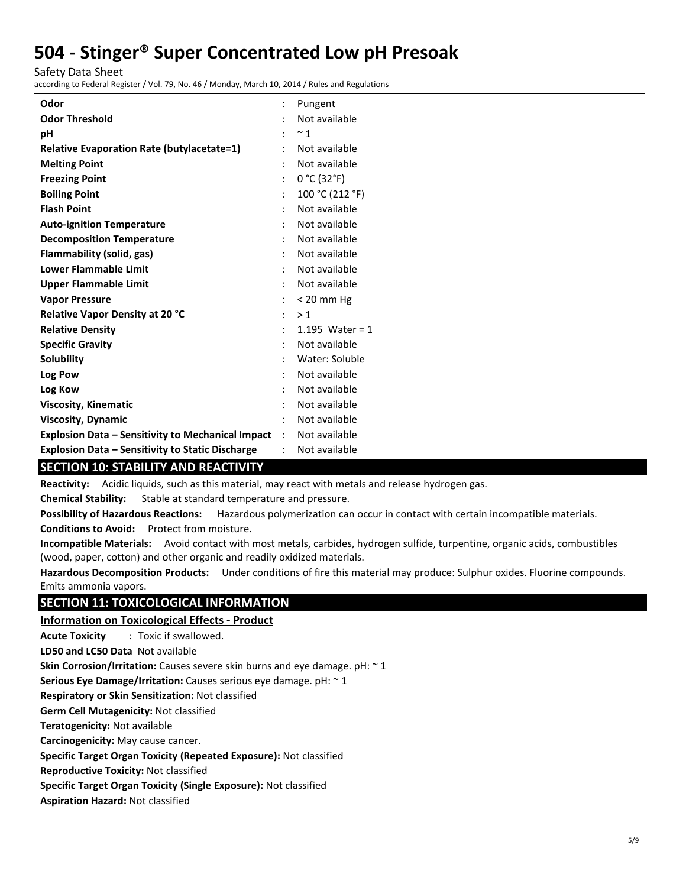| | | |
|---|---|---|
| **Odor** | : | Pungent |
| **Odor Threshold** | : | Not available |
| **pH** | : | ~ 1 |
| **Relative Evaporation Rate (butylacetate=1)** | : | Not available |
| **Melting Point** | : | Not available |
| **Freezing Point** | : | 0 °C (32°F) |
| **Boiling Point** | : | 100 °C (212 °F) |
| **Flash Point** | : | Not available |
| **Auto-ignition Temperature** | : | Not available |
| **Decomposition Temperature** | : | Not available |
| **Flammability (solid, gas)** | : | Not available |
| **Lower Flammable Limit** | : | Not available |
| **Upper Flammable Limit** | : | Not available |
| **Vapor Pressure** | : | < 20 mm Hg |
| **Relative Vapor Density at 20 °C** | : | > 1 |
| **Relative Density** | : | 1.195 Water = 1 |
| **Specific Gravity** | : | Not available |
| **Solubility** | : | Water: Soluble |
| **Log Pow** | : | Not available |
| **Log Kow** | : | Not available |
| **Viscosity, Kinematic** | : | Not available |
| **Viscosity, Dynamic** | : | Not available |
| **Explosion Data – Sensitivity to Mechanical Impact** | : | Not available |
| **Explosion Data – Sensitivity to Static Discharge** | : | Not available |

## SECTION 10: STABILITY AND REACTIVITY

**Reactivity:** Acidic liquids, such as this material, may react with metals and release hydrogen gas.

**Chemical Stability:** Stable at standard temperature and pressure.

**Possibility of Hazardous Reactions:** Hazardous polymerization can occur in contact with certain incompatible materials.

**Conditions to Avoid:** Protect from moisture.

**Incompatible Materials:** Avoid contact with most metals, carbides, hydrogen sulfide, turpentine, organic acids, combustibles (wood, paper, cotton) and other organic and readily oxidized materials.

**Hazardous Decomposition Products:** Under conditions of fire this material may produce: Sulphur oxides. Fluorine compounds. Emits ammonia vapors.

## SECTION 11: TOXICOLOGICAL INFORMATION

### Information on Toxicological Effects - Product

**Acute Toxicity** : Toxic if swallowed.

**LD50 and LC50 Data** Not available

**Skin Corrosion/Irritation:** Causes severe skin burns and eye damage. pH: ~ 1

**Serious Eye Damage/Irritation:** Causes serious eye damage. pH: ~ 1

**Respiratory or Skin Sensitization:** Not classified

**Germ Cell Mutagenicity:** Not classified

**Teratogenicity:** Not available

**Carcinogenicity:** May cause cancer.

**Specific Target Organ Toxicity (Repeated Exposure):** Not classified

**Reproductive Toxicity:** Not classified

**Specific Target Organ Toxicity (Single Exposure):** Not classified

**Aspiration Hazard:** Not classified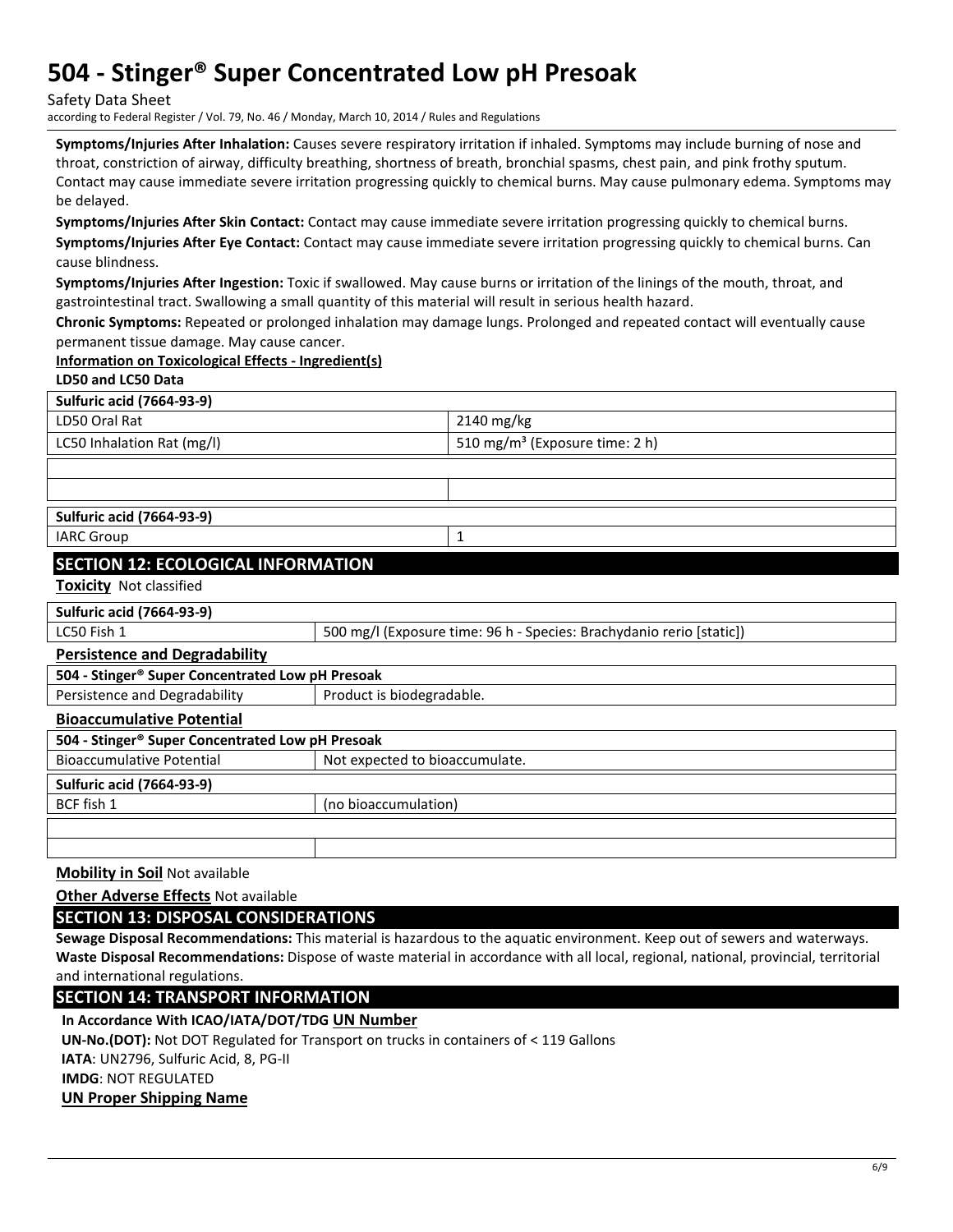**Symptoms/Injuries After Inhalation:** Causes severe respiratory irritation if inhaled. Symptoms may include burning of nose and throat, constriction of airway, difficulty breathing, shortness of breath, bronchial spasms, chest pain, and pink frothy sputum. Contact may cause immediate severe irritation progressing quickly to chemical burns. May cause pulmonary edema. Symptoms may be delayed.

**Symptoms/Injuries After Skin Contact:** Contact may cause immediate severe irritation progressing quickly to chemical burns.

**Symptoms/Injuries After Eye Contact:** Contact may cause immediate severe irritation progressing quickly to chemical burns. Can cause blindness.

**Symptoms/Injuries After Ingestion:** Toxic if swallowed. May cause burns or irritation of the linings of the mouth, throat, and gastrointestinal tract. Swallowing a small quantity of this material will result in serious health hazard.

**Chronic Symptoms:** Repeated or prolonged inhalation may damage lungs. Prolonged and repeated contact will eventually cause permanent tissue damage. May cause cancer.

**Information on Toxicological Effects - Ingredient(s)**

**LD50 and LC50 Data**

| **Sulfuric acid (7664-93-9)** | |
|---|---|
| LD50 Oral Rat | 2140 mg/kg |
| LC50 Inhalation Rat (mg/l) | 510 mg/m³ (Exposure time: 2 h) |

| **Sulfuric acid (7664-93-9)** | |
|---|---|
| IARC Group | 1 |

## SECTION 12: ECOLOGICAL INFORMATION

**Toxicity** Not classified

| **Sulfuric acid (7664-93-9)** | |
|---|---|
| LC50 Fish 1 | 500 mg/l (Exposure time: 96 h - Species: Brachydanio rerio [static]) |

**Persistence and Degradability**

| **504 - Stinger® Super Concentrated Low pH Presoak** | |
|---|---|
| Persistence and Degradability | Product is biodegradable. |

**Bioaccumulative Potential**

| **504 - Stinger® Super Concentrated Low pH Presoak** | |
|---|---|
| Bioaccumulative Potential | Not expected to bioaccumulate. |

| **Sulfuric acid (7664-93-9)** | |
|---|---|
| BCF fish 1 | (no bioaccumulation) |

**Mobility in Soil** Not available

**Other Adverse Effects** Not available

## SECTION 13: DISPOSAL CONSIDERATIONS

**Sewage Disposal Recommendations:** This material is hazardous to the aquatic environment. Keep out of sewers and waterways.

**Waste Disposal Recommendations:** Dispose of waste material in accordance with all local, regional, national, provincial, territorial and international regulations.

## SECTION 14: TRANSPORT INFORMATION

**In Accordance With ICAO/IATA/DOT/TDG UN Number**

**UN-No.(DOT):** Not DOT Regulated for Transport on trucks in containers of < 119 Gallons

**IATA**: UN2796, Sulfuric Acid, 8, PG-II

**IMDG**: NOT REGULATED

**UN Proper Shipping Name**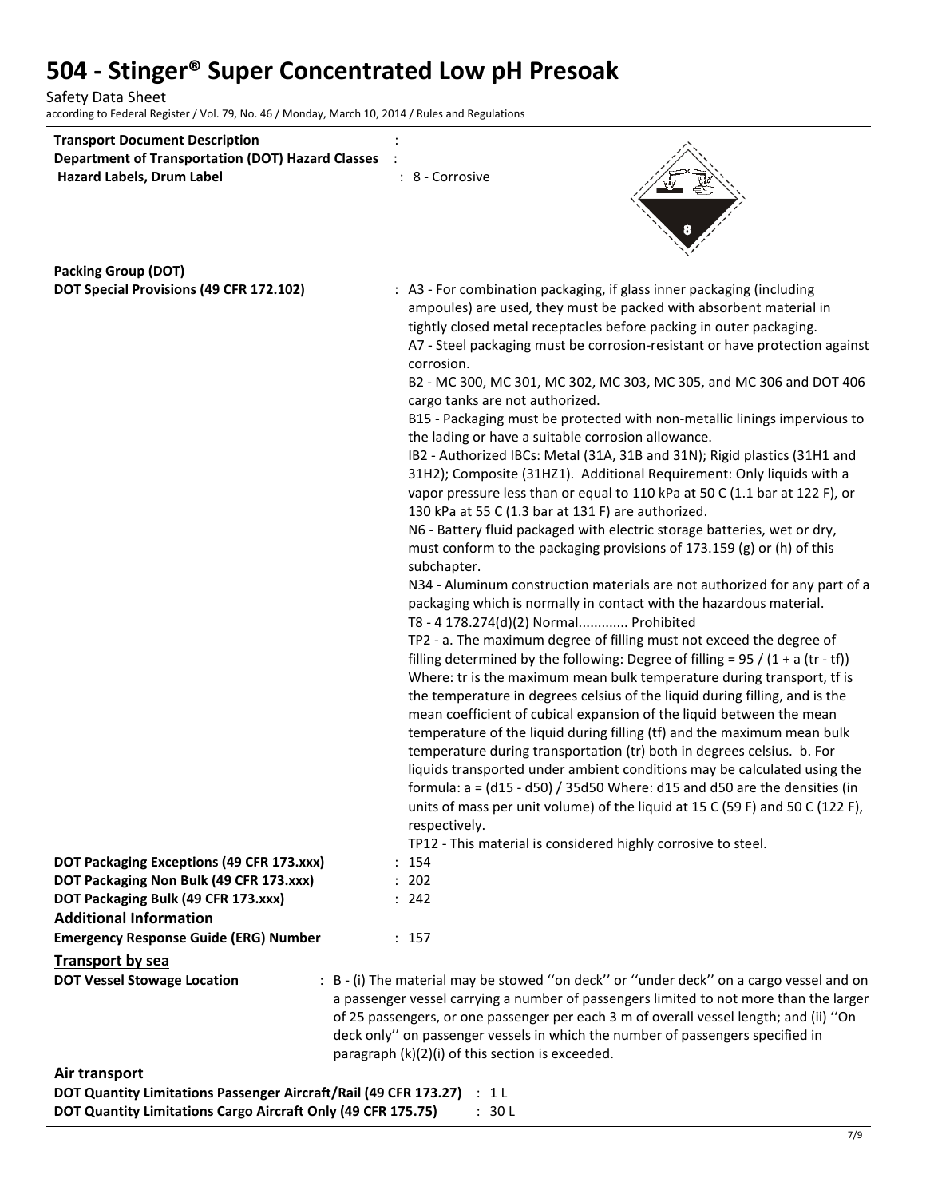**Transport Document Description** :

**Department of Transportation (DOT) Hazard Classes** :

**Hazard Labels, Drum Label** : 8 - Corrosive

**Packing Group (DOT)**

**DOT Special Provisions (49 CFR 172.102)** : A3 - For combination packaging, if glass inner packaging (including ampoules) are used, they must be packed with absorbent material in tightly closed metal receptacles before packing in outer packaging.
A7 - Steel packaging must be corrosion-resistant or have protection against corrosion.
B2 - MC 300, MC 301, MC 302, MC 303, MC 305, and MC 306 and DOT 406 cargo tanks are not authorized.
B15 - Packaging must be protected with non-metallic linings impervious to the lading or have a suitable corrosion allowance.
IB2 - Authorized IBCs: Metal (31A, 31B and 31N); Rigid plastics (31H1 and 31H2); Composite (31HZ1). Additional Requirement: Only liquids with a vapor pressure less than or equal to 110 kPa at 50 C (1.1 bar at 122 F), or 130 kPa at 55 C (1.3 bar at 131 F) are authorized.
N6 - Battery fluid packaged with electric storage batteries, wet or dry, must conform to the packaging provisions of 173.159 (g) or (h) of this subchapter.
N34 - Aluminum construction materials are not authorized for any part of a packaging which is normally in contact with the hazardous material.
T8 - 4 178.274(d)(2) Normal............. Prohibited
TP2 - a. The maximum degree of filling must not exceed the degree of filling determined by the following: Degree of filling = 95 / (1 + a (tr - tf)) Where: tr is the maximum mean bulk temperature during transport, tf is the temperature in degrees celsius of the liquid during filling, and is the mean coefficient of cubical expansion of the liquid between the mean temperature of the liquid during filling (tf) and the maximum mean bulk temperature during transportation (tr) both in degrees celsius. b. For liquids transported under ambient conditions may be calculated using the formula: a = (d15 - d50) / 35d50 Where: d15 and d50 are the densities (in units of mass per unit volume) of the liquid at 15 C (59 F) and 50 C (122 F), respectively.
TP12 - This material is considered highly corrosive to steel.

**DOT Packaging Exceptions (49 CFR 173.xxx)** : 154

**DOT Packaging Non Bulk (49 CFR 173.xxx)** : 202

**DOT Packaging Bulk (49 CFR 173.xxx)** : 242

## Additional Information

**Emergency Response Guide (ERG) Number** : 157

## Transport by sea

**DOT Vessel Stowage Location** : B - (i) The material may be stowed ''on deck'' or ''under deck'' on a cargo vessel and on a passenger vessel carrying a number of passengers limited to not more than the larger of 25 passengers, or one passenger per each 3 m of overall vessel length; and (ii) ''On deck only'' on passenger vessels in which the number of passengers specified in paragraph (k)(2)(i) of this section is exceeded.

## Air transport

**DOT Quantity Limitations Passenger Aircraft/Rail (49 CFR 173.27)** : 1 L

**DOT Quantity Limitations Cargo Aircraft Only (49 CFR 175.75)** : 30 L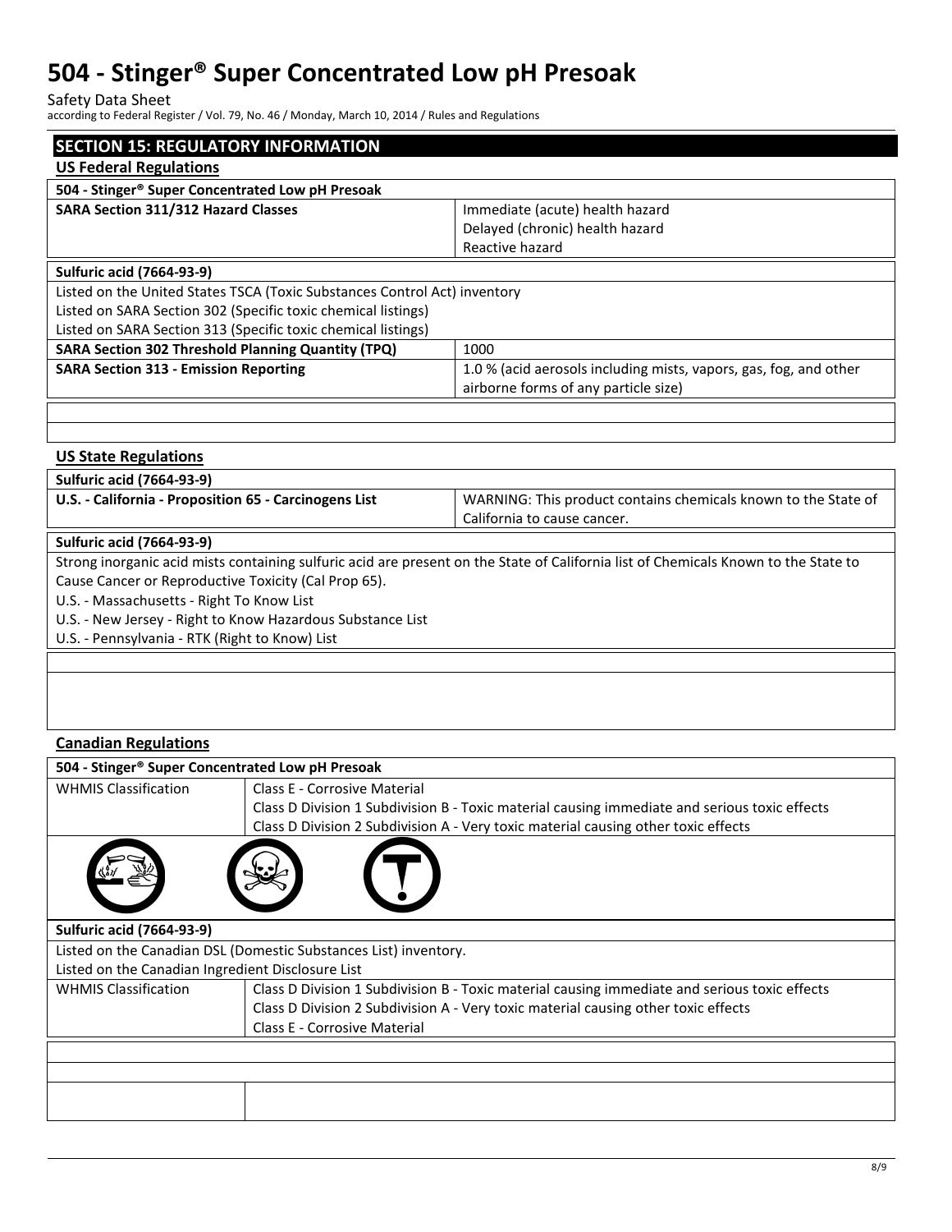## SECTION 15: REGULATORY INFORMATION

### US Federal Regulations

| 504 - Stinger® Super Concentrated Low pH Presoak | |
|---|---|
| **SARA Section 311/312 Hazard Classes** | Immediate (acute) health hazard<br>Delayed (chronic) health hazard<br>Reactive hazard |

| Sulfuric acid (7664-93-9) | |
|---|---|
| Listed on the United States TSCA (Toxic Substances Control Act) inventory | |
| Listed on SARA Section 302 (Specific toxic chemical listings) | |
| Listed on SARA Section 313 (Specific toxic chemical listings) | |
| **SARA Section 302 Threshold Planning Quantity (TPQ)** | 1000 |
| **SARA Section 313 - Emission Reporting** | 1.0 % (acid aerosols including mists, vapors, gas, fog, and other airborne forms of any particle size) |

### US State Regulations

| Sulfuric acid (7664-93-9) | |
|---|---|
| **U.S. - California - Proposition 65 - Carcinogens List** | WARNING: This product contains chemicals known to the State of California to cause cancer. |

**Sulfuric acid (7664-93-9)**

Strong inorganic acid mists containing sulfuric acid are present on the State of California list of Chemicals Known to the State to Cause Cancer or Reproductive Toxicity (Cal Prop 65).

U.S. - Massachusetts - Right To Know List

U.S. - New Jersey - Right to Know Hazardous Substance List

U.S. - Pennsylvania - RTK (Right to Know) List

### Canadian Regulations

| 504 - Stinger® Super Concentrated Low pH Presoak | |
|---|---|
| WHMIS Classification | Class E - Corrosive Material<br>Class D Division 1 Subdivision B - Toxic material causing immediate and serious toxic effects<br>Class D Division 2 Subdivision A - Very toxic material causing other toxic effects |

| Sulfuric acid (7664-93-9) | |
|---|---|
| Listed on the Canadian DSL (Domestic Substances List) inventory. | |
| Listed on the Canadian Ingredient Disclosure List | |
| WHMIS Classification | Class D Division 1 Subdivision B - Toxic material causing immediate and serious toxic effects<br>Class D Division 2 Subdivision A - Very toxic material causing other toxic effects<br>Class E - Corrosive Material |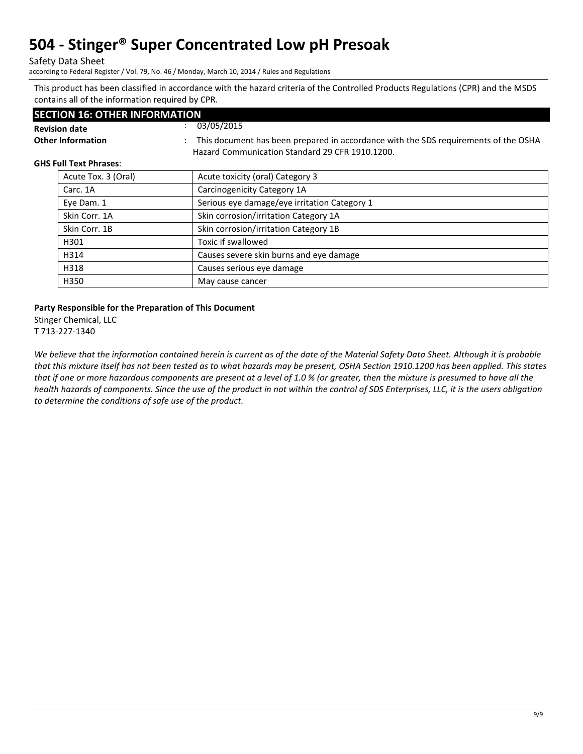This product has been classified in accordance with the hazard criteria of the Controlled Products Regulations (CPR) and the MSDS contains all of the information required by CPR.

## SECTION 16: OTHER INFORMATION

**Revision date** : 03/05/2015

**Other Information** : This document has been prepared in accordance with the SDS requirements of the OSHA Hazard Communication Standard 29 CFR 1910.1200.

**GHS Full Text Phrases**:

| | |
|---|---|
| Acute Tox. 3 (Oral) | Acute toxicity (oral) Category 3 |
| Carc. 1A | Carcinogenicity Category 1A |
| Eye Dam. 1 | Serious eye damage/eye irritation Category 1 |
| Skin Corr. 1A | Skin corrosion/irritation Category 1A |
| Skin Corr. 1B | Skin corrosion/irritation Category 1B |
| H301 | Toxic if swallowed |
| H314 | Causes severe skin burns and eye damage |
| H318 | Causes serious eye damage |
| H350 | May cause cancer |

**Party Responsible for the Preparation of This Document**

Stinger Chemical, LLC
T 713-227-1340

*We believe that the information contained herein is current as of the date of the Material Safety Data Sheet. Although it is probable that this mixture itself has not been tested as to what hazards may be present, OSHA Section 1910.1200 has been applied. This states that if one or more hazardous components are present at a level of 1.0 % (or greater, then the mixture is presumed to have all the health hazards of components. Since the use of the product in not within the control of SDS Enterprises, LLC, it is the users obligation to determine the conditions of safe use of the product.*